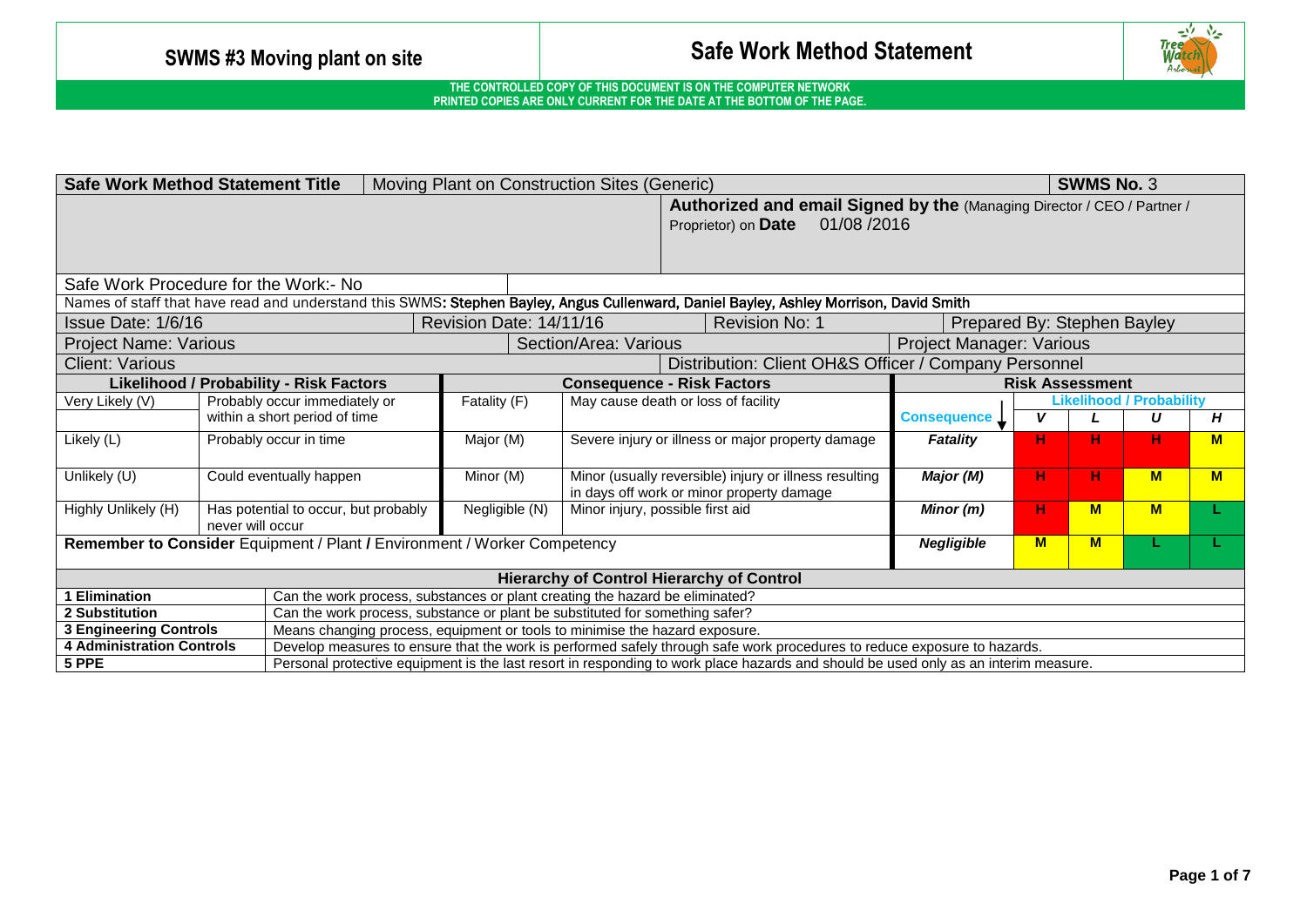# SWMS #3 Moving plant on site

# Safe Work Method Statement

**THE CONTROLLED COPY OF THIS DOCUMENT IS ON THE COMPUTER NETWORK**
**PRINTED COPIES ARE ONLY CURRENT FOR THE DATE AT THE BOTTOM OF THE PAGE.**

| **Safe Work Method Statement Title** | Moving Plant on Construction Sites (Generic) | **SWMS No.** 3 |
|---|---|---|
| | **Authorized and email Signed by the** (Managing Director / CEO / Partner / Proprietor) on **Date** 01/08 /2016 | |

Safe Work Procedure for the Work:- No

Names of staff that have read and understand this SWMS: **Stephen Bayley, Angus Cullenward, Daniel Bayley, Ashley Morrison, David Smith**

| Issue Date: 1/6/16 | Revision Date: 14/11/16 | Revision No: 1 | Prepared By: Stephen Bayley |
|---|---|---|---|
| Project Name: Various | Section/Area: Various | Project Manager: Various | |
| Client: Various | Distribution: Client OH&S Officer / Company Personnel | | |

| **Likelihood / Probability - Risk Factors** | | **Consequence - Risk Factors** | | **Risk Assessment** | | | | |
|---|---|---|---|---|---|---|---|---|
| | | | | | **Likelihood / Probability** | | | |
| | | | | **Consequence** ↓ | ***V*** | ***L*** | ***U*** | ***H*** |
| Very Likely (V) | Probably occur immediately or within a short period of time | Fatality (F) | May cause death or loss of facility | ***Fatality*** | **H** | **H** | **H** | **M** |
| Likely (L) | Probably occur in time | Major (M) | Severe injury or illness or major property damage | ***Major (M)*** | **H** | **H** | **M** | **M** |
| Unlikely (U) | Could eventually happen | Minor (M) | Minor (usually reversible) injury or illness resulting in days off work or minor property damage | ***Minor (m)*** | **H** | **M** | **M** | **L** |
| Highly Unlikely (H) | Has potential to occur, but probably never will occur | Negligible (N) | Minor injury, possible first aid | ***Negligible*** | **M** | **M** | **L** | **L** |

**Remember to Consider** Equipment / Plant **/** Environment / Worker Competency

| **Hierarchy of Control Hierarchy of Control** | |
|---|---|
| **1 Elimination** | Can the work process, substances or plant creating the hazard be eliminated? |
| **2 Substitution** | Can the work process, substance or plant be substituted for something safer? |
| **3 Engineering Controls** | Means changing process, equipment or tools to minimise the hazard exposure. |
| **4 Administration Controls** | Develop measures to ensure that the work is performed safely through safe work procedures to reduce exposure to hazards. |
| **5 PPE** | Personal protective equipment is the last resort in responding to work place hazards and should be used only as an interim measure. |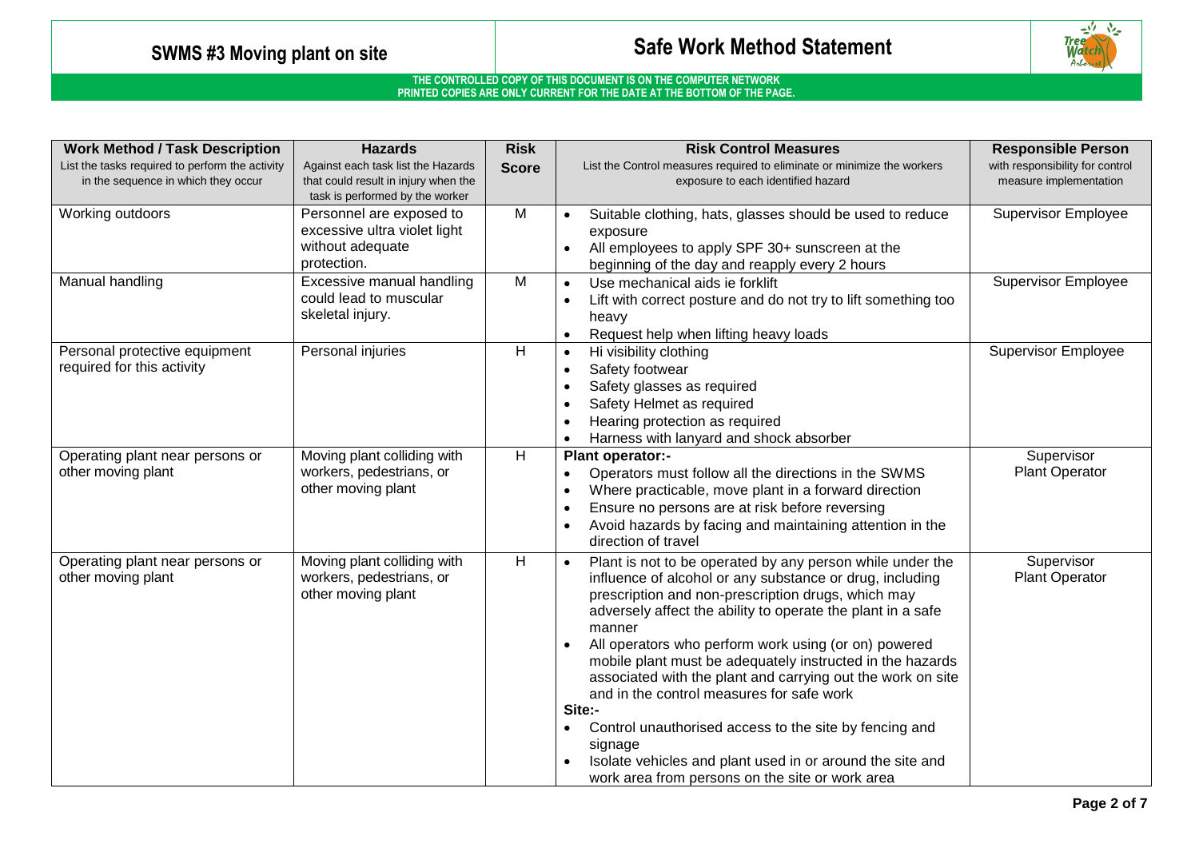# SWMS #3 Moving plant on site

# Safe Work Method Statement

**THE CONTROLLED COPY OF THIS DOCUMENT IS ON THE COMPUTER NETWORK**
**PRINTED COPIES ARE ONLY CURRENT FOR THE DATE AT THE BOTTOM OF THE PAGE.**

| **Work Method / Task Description** List the tasks required to perform the activity in the sequence in which they occur | **Hazards** Against each task list the Hazards that could result in injury when the task is performed by the worker | **Risk Score** | **Risk Control Measures** List the Control measures required to eliminate or minimize the workers exposure to each identified hazard | **Responsible Person** with responsibility for control measure implementation |
|---|---|---|---|---|
| Working outdoors | Personnel are exposed to excessive ultra violet light without adequate protection. | M | • Suitable clothing, hats, glasses should be used to reduce exposure<br>• All employees to apply SPF 30+ sunscreen at the beginning of the day and reapply every 2 hours | Supervisor Employee |
| Manual handling | Excessive manual handling could lead to muscular skeletal injury. | M | • Use mechanical aids ie forklift<br>• Lift with correct posture and do not try to lift something too heavy<br>• Request help when lifting heavy loads | Supervisor Employee |
| Personal protective equipment required for this activity | Personal injuries | H | • Hi visibility clothing<br>• Safety footwear<br>• Safety glasses as required<br>• Safety Helmet as required<br>• Hearing protection as required<br>• Harness with lanyard and shock absorber | Supervisor Employee |
| Operating plant near persons or other moving plant | Moving plant colliding with workers, pedestrians, or other moving plant | H | **Plant operator:-**<br>• Operators must follow all the directions in the SWMS<br>• Where practicable, move plant in a forward direction<br>• Ensure no persons are at risk before reversing<br>• Avoid hazards by facing and maintaining attention in the direction of travel | Supervisor Plant Operator |
| Operating plant near persons or other moving plant | Moving plant colliding with workers, pedestrians, or other moving plant | H | • Plant is not to be operated by any person while under the influence of alcohol or any substance or drug, including prescription and non-prescription drugs, which may adversely affect the ability to operate the plant in a safe manner<br>• All operators who perform work using (or on) powered mobile plant must be adequately instructed in the hazards associated with the plant and carrying out the work on site and in the control measures for safe work<br>**Site:-**<br>• Control unauthorised access to the site by fencing and signage<br>• Isolate vehicles and plant used in or around the site and work area from persons on the site or work area | Supervisor Plant Operator |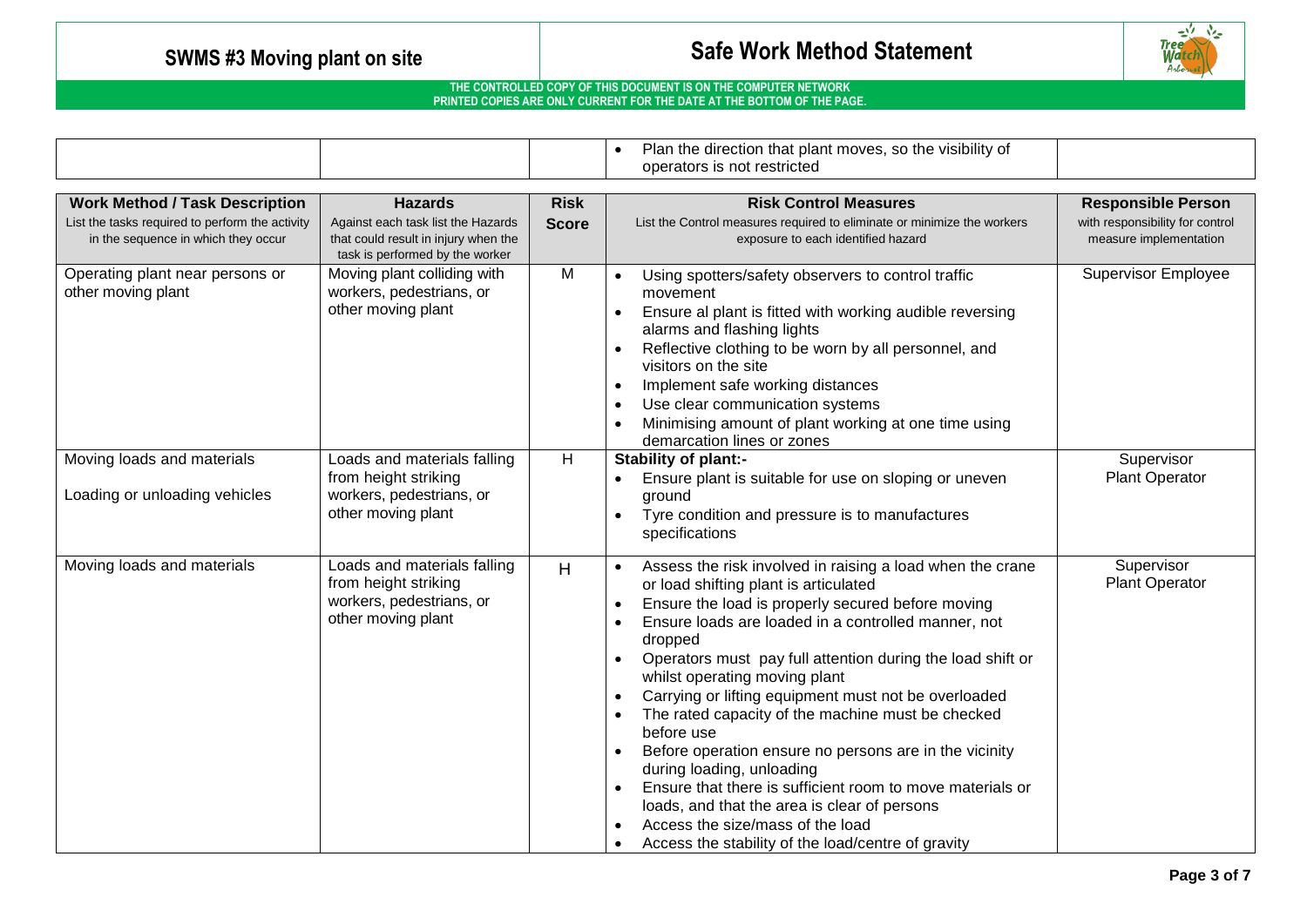| | | | Plan the direction that plant moves, so the visibility of operators is not restricted | |
|---|---|---|---|---|

| **Work Method / Task Description**<br>List the tasks required to perform the activity in the sequence in which they occur | **Hazards**<br>Against each task list the Hazards that could result in injury when the task is performed by the worker | **Risk Score** | **Risk Control Measures**<br>List the Control measures required to eliminate or minimize the workers exposure to each identified hazard | **Responsible Person**<br>with responsibility for control measure implementation |
|---|---|---|---|---|
| Operating plant near persons or other moving plant | Moving plant colliding with workers, pedestrians, or other moving plant | M | • Using spotters/safety observers to control traffic movement<br>• Ensure al plant is fitted with working audible reversing alarms and flashing lights<br>• Reflective clothing to be worn by all personnel, and visitors on the site<br>• Implement safe working distances<br>• Use clear communication systems<br>• Minimising amount of plant working at one time using demarcation lines or zones | Supervisor Employee |
| Moving loads and materials<br><br>Loading or unloading vehicles | Loads and materials falling from height striking workers, pedestrians, or other moving plant | H | **Stability of plant:-**<br>• Ensure plant is suitable for use on sloping or uneven ground<br>• Tyre condition and pressure is to manufactures specifications | Supervisor<br>Plant Operator |
| Moving loads and materials | Loads and materials falling from height striking workers, pedestrians, or other moving plant | H | • Assess the risk involved in raising a load when the crane or load shifting plant is articulated<br>• Ensure the load is properly secured before moving<br>• Ensure loads are loaded in a controlled manner, not dropped<br>• Operators must pay full attention during the load shift or whilst operating moving plant<br>• Carrying or lifting equipment must not be overloaded<br>• The rated capacity of the machine must be checked before use<br>• Before operation ensure no persons are in the vicinity during loading, unloading<br>• Ensure that there is sufficient room to move materials or loads, and that the area is clear of persons<br>• Access the size/mass of the load<br>• Access the stability of the load/centre of gravity | Supervisor<br>Plant Operator |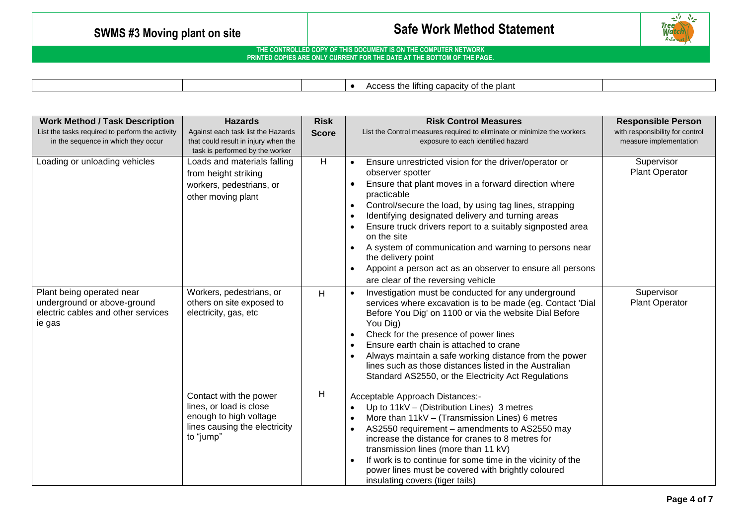| | | | • Access the lifting capacity of the plant | |
|---|---|---|---|---|

| Work Method / Task Description<br>List the tasks required to perform the activity in the sequence in which they occur | Hazards<br>Against each task list the Hazards that could result in injury when the task is performed by the worker | Risk Score | Risk Control Measures<br>List the Control measures required to eliminate or minimize the workers exposure to each identified hazard | Responsible Person<br>with responsibility for control measure implementation |
|---|---|---|---|---|
| Loading or unloading vehicles | Loads and materials falling from height striking workers, pedestrians, or other moving plant | H | • Ensure unrestricted vision for the driver/operator or observer spotter<br>• Ensure that plant moves in a forward direction where practicable<br>• Control/secure the load, by using tag lines, strapping<br>• Identifying designated delivery and turning areas<br>• Ensure truck drivers report to a suitably signposted area on the site<br>• A system of communication and warning to persons near the delivery point<br>• Appoint a person act as an observer to ensure all persons are clear of the reversing vehicle | Supervisor<br>Plant Operator |
| Plant being operated near underground or above-ground electric cables and other services ie gas | Workers, pedestrians, or others on site exposed to electricity, gas, etc | H | • Investigation must be conducted for any underground services where excavation is to be made (eg. Contact 'Dial Before You Dig' on 1100 or via the website Dial Before You Dig)<br>• Check for the presence of power lines<br>• Ensure earth chain is attached to crane<br>• Always maintain a safe working distance from the power lines such as those distances listed in the Australian Standard AS2550, or the Electricity Act Regulations | Supervisor<br>Plant Operator |
| | Contact with the power lines, or load is close enough to high voltage lines causing the electricity to "jump" | H | Acceptable Approach Distances:-<br>• Up to 11kV – (Distribution Lines) 3 metres<br>• More than 11kV – (Transmission Lines) 6 metres<br>• AS2550 requirement – amendments to AS2550 may increase the distance for cranes to 8 metres for transmission lines (more than 11 kV)<br>• If work is to continue for some time in the vicinity of the power lines must be covered with brightly coloured insulating covers (tiger tails) | |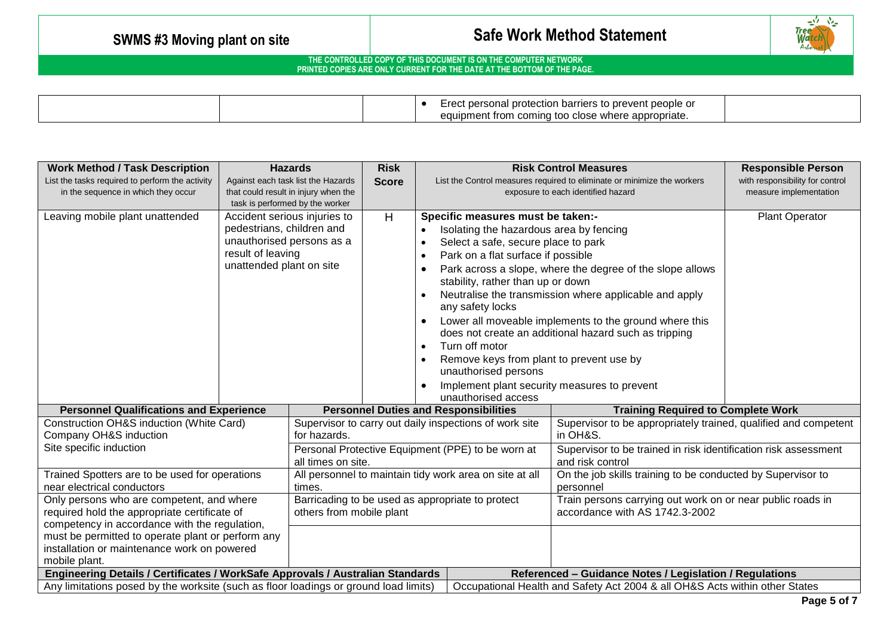| | | | • Erect personal protection barriers to prevent people or equipment from coming too close where appropriate. | |
|---|---|---|---|---|

| **Work Method / Task Description**<br>List the tasks required to perform the activity in the sequence in which they occur | **Hazards**<br>Against each task list the Hazards that could result in injury when the task is performed by the worker | **Risk Score** | **Risk Control Measures**<br>List the Control measures required to eliminate or minimize the workers exposure to each identified hazard | **Responsible Person**<br>with responsibility for control measure implementation |
|---|---|---|---|---|
| Leaving mobile plant unattended | Accident serious injuries to pedestrians, children and unauthorised persons as a result of leaving unattended plant on site | H | **Specific measures must be taken:-**<br>• Isolating the hazardous area by fencing<br>• Select a safe, secure place to park<br>• Park on a flat surface if possible<br>• Park across a slope, where the degree of the slope allows stability, rather than up or down<br>• Neutralise the transmission where applicable and apply any safety locks<br>• Lower all moveable implements to the ground where this does not create an additional hazard such as tripping<br>• Turn off motor<br>• Remove keys from plant to prevent use by unauthorised persons<br>• Implement plant security measures to prevent unauthorised access | Plant Operator |

| **Personnel Qualifications and Experience** | **Personnel Duties and Responsibilities** | **Training Required to Complete Work** |
|---|---|---|
| Construction OH&S induction (White Card)<br>Company OH&S induction<br>Site specific induction | Supervisor to carry out daily inspections of work site for hazards. | Supervisor to be appropriately trained, qualified and competent in OH&S. |
| | Personal Protective Equipment (PPE) to be worn at all times on site. | Supervisor to be trained in risk identification risk assessment and risk control |
| Trained Spotters are to be used for operations near electrical conductors | All personnel to maintain tidy work area on site at all times. | On the job skills training to be conducted by Supervisor to personnel |
| Only persons who are competent, and where required hold the appropriate certificate of competency in accordance with the regulation, must be permitted to operate plant or perform any installation or maintenance work on powered mobile plant. | Barricading to be used as appropriate to protect others from mobile plant | Train persons carrying out work on or near public roads in accordance with AS 1742.3-2002 |

| **Engineering Details / Certificates / WorkSafe Approvals / Australian Standards** | **Referenced – Guidance Notes / Legislation / Regulations** |
|---|---|
| Any limitations posed by the worksite (such as floor loadings or ground load limits) | Occupational Health and Safety Act 2004 & all OH&S Acts within other States |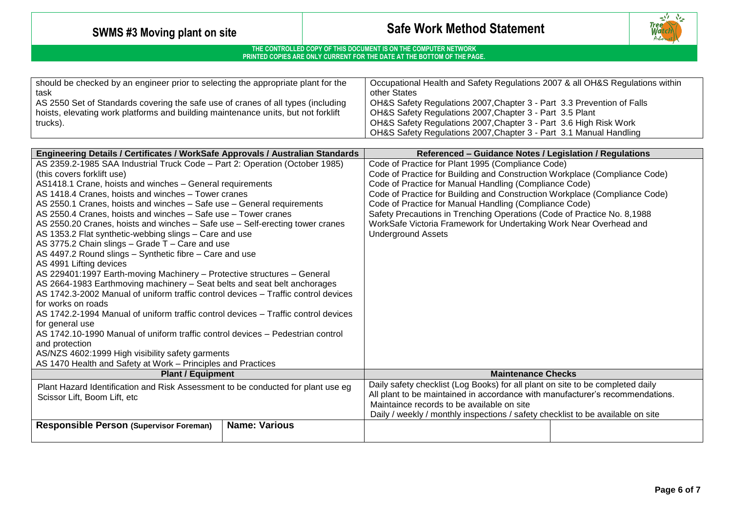| should be checked by an engineer prior to selecting the appropriate plant for the task<br>AS 2550 Set of Standards covering the safe use of cranes of all types (including hoists, elevating work platforms and building maintenance units, but not forklift trucks). | Occupational Health and Safety Regulations 2007 & all OH&S Regulations within other States<br>OH&S Safety Regulations 2007,Chapter 3 - Part 3.3 Prevention of Falls<br>OH&S Safety Regulations 2007,Chapter 3 - Part 3.5 Plant<br>OH&S Safety Regulations 2007,Chapter 3 - Part 3.6 High Risk Work<br>OH&S Safety Regulations 2007,Chapter 3 - Part 3.1 Manual Handling |
|---|---|

| Engineering Details / Certificates / WorkSafe Approvals / Australian Standards | | Referenced – Guidance Notes / Legislation / Regulations | |
|---|---|---|---|
| AS 2359.2-1985 SAA Industrial Truck Code – Part 2: Operation (October 1985) (this covers forklift use)<br>AS1418.1 Crane, hoists and winches – General requirements<br>AS 1418.4 Cranes, hoists and winches – Tower cranes<br>AS 2550.1 Cranes, hoists and winches – Safe use – General requirements<br>AS 2550.4 Cranes, hoists and winches – Safe use – Tower cranes<br>AS 2550.20 Cranes, hoists and winches – Safe use – Self-erecting tower cranes<br>AS 1353.2 Flat synthetic-webbing slings – Care and use<br>AS 3775.2 Chain slings – Grade T – Care and use<br>AS 4497.2 Round slings – Synthetic fibre – Care and use<br>AS 4991 Lifting devices<br>AS 229401:1997 Earth-moving Machinery – Protective structures – General<br>AS 2664-1983 Earthmoving machinery – Seat belts and seat belt anchorages<br>AS 1742.3-2002 Manual of uniform traffic control devices – Traffic control devices for works on roads<br>AS 1742.2-1994 Manual of uniform traffic control devices – Traffic control devices for general use<br>AS 1742.10-1990 Manual of uniform traffic control devices – Pedestrian control and protection<br>AS/NZS 4602:1999 High visibility safety garments<br>AS 1470 Health and Safety at Work – Principles and Practices | | Code of Practice for Plant 1995 (Compliance Code)<br>Code of Practice for Building and Construction Workplace (Compliance Code)<br>Code of Practice for Manual Handling (Compliance Code)<br>Code of Practice for Building and Construction Workplace (Compliance Code)<br>Code of Practice for Manual Handling (Compliance Code)<br>Safety Precautions in Trenching Operations (Code of Practice No. 8,1988<br>WorkSafe Victoria Framework for Undertaking Work Near Overhead and Underground Assets | |
| **Plant / Equipment** | | **Maintenance Checks** | |
| Plant Hazard Identification and Risk Assessment to be conducted for plant use eg Scissor Lift, Boom Lift, etc | | Daily safety checklist (Log Books) for all plant on site to be completed daily<br>All plant to be maintained in accordance with manufacturer's recommendations.<br>Maintaince records to be available on site<br>Daily / weekly / monthly inspections / safety checklist to be available on site | |
| **Responsible Person** (Supervisor Foreman) | **Name: Various** | | |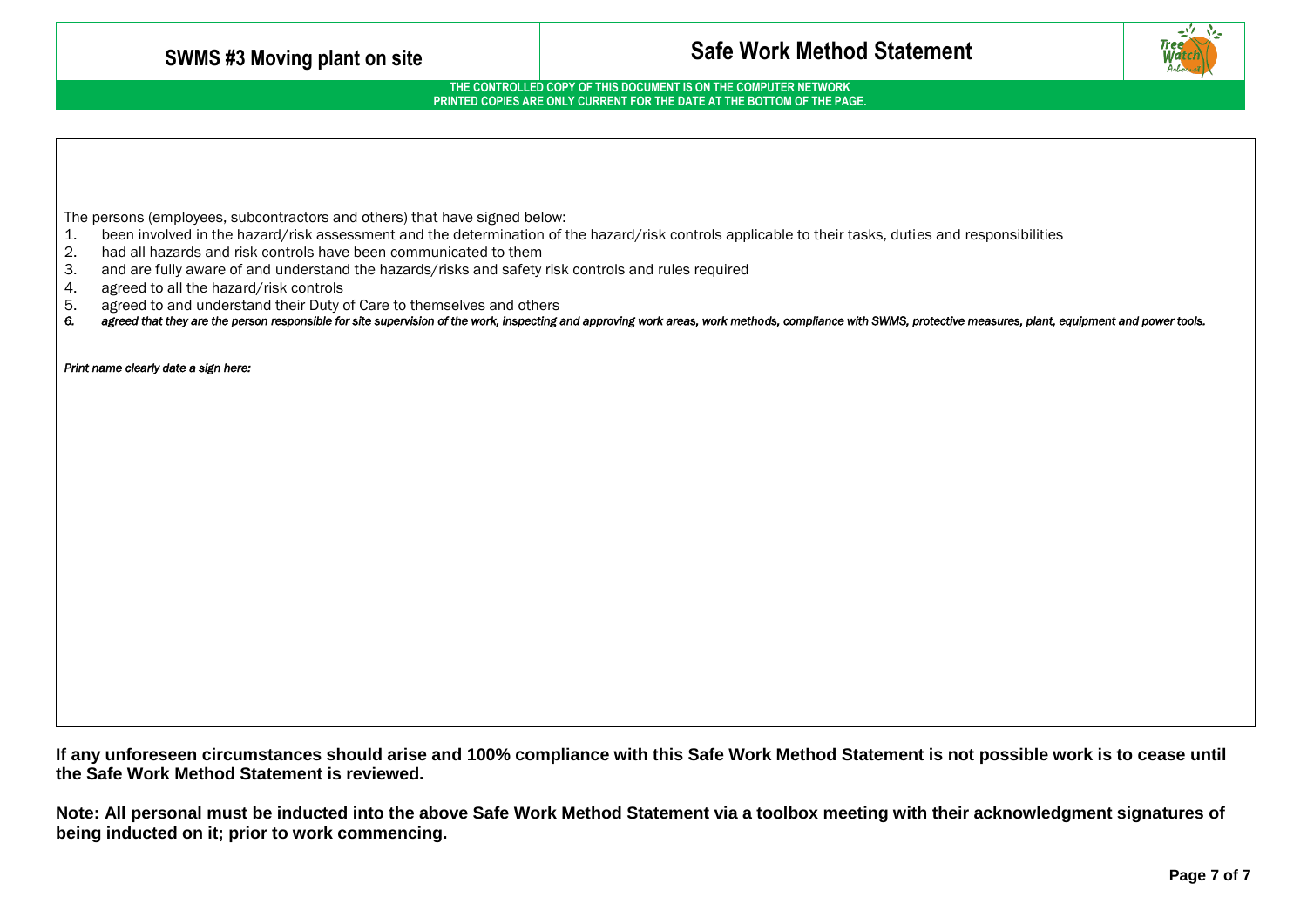The persons (employees, subcontractors and others) that have signed below:

1. been involved in the hazard/risk assessment and the determination of the hazard/risk controls applicable to their tasks, duties and responsibilities
2. had all hazards and risk controls have been communicated to them
3. and are fully aware of and understand the hazards/risks and safety risk controls and rules required
4. agreed to all the hazard/risk controls
5. agreed to and understand their Duty of Care to themselves and others
6. *agreed that they are the person responsible for site supervision of the work, inspecting and approving work areas, work methods, compliance with SWMS, protective measures, plant, equipment and power tools.*

*Print name clearly date a sign here:*

**If any unforeseen circumstances should arise and 100% compliance with this Safe Work Method Statement is not possible work is to cease until the Safe Work Method Statement is reviewed.**

**Note: All personal must be inducted into the above Safe Work Method Statement via a toolbox meeting with their acknowledgment signatures of being inducted on it; prior to work commencing.**